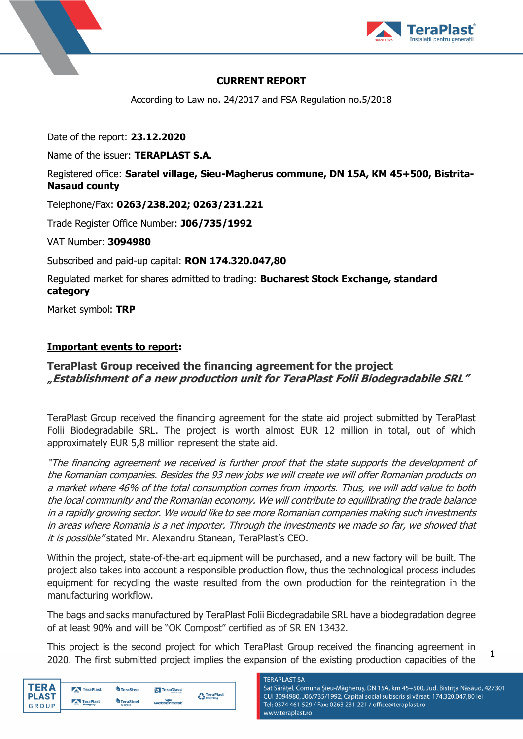**CURRENT REPORT**

According to Law no. 24/2017 and FSA Regulation no.5/2018

Date of the report: **23.12.2020**

Name of the issuer: **TERAPLAST S.A.**

Registered office: **Saratel village, Sieu-Magherus commune, DN 15A, KM 45+500, Bistrita-Nasaud county**

Telephone/Fax: **0263/238.202; 0263/231.221**

Trade Register Office Number: **J06/735/1992**

VAT Number: **3094980**

Subscribed and paid-up capital: **RON 174.320.047,80**

Regulated market for shares admitted to trading: **Bucharest Stock Exchange, standard category**

Market symbol: **TRP**

**Important events to report:**

## TeraPlast Group received the financing agreement for the project *„Establishment of a new production unit for TeraPlast Folii Biodegradabile SRL"*

TeraPlast Group received the financing agreement for the state aid project submitted by TeraPlast Folii Biodegradabile SRL. The project is worth almost EUR 12 million in total, out of which approximately EUR 5,8 million represent the state aid.

*"The financing agreement we received is further proof that the state supports the development of the Romanian companies. Besides the 93 new jobs we will create we will offer Romanian products on a market where 46% of the total consumption comes from imports. Thus, we will add value to both the local community and the Romanian economy. We will contribute to equilibrating the trade balance in a rapidly growing sector. We would like to see more Romanian companies making such investments in areas where Romania is a net importer. Through the investments we made so far, we showed that it is possible"* stated Mr. Alexandru Stanean, TeraPlast's CEO.

Within the project, state-of-the-art equipment will be purchased, and a new factory will be built. The project also takes into account a responsible production flow, thus the technological process includes equipment for recycling the waste resulted from the own production for the reintegration in the manufacturing workflow.

The bags and sacks manufactured by TeraPlast Folii Biodegradabile SRL have a biodegradation degree of at least 90% and will be "OK Compost" certified as of SR EN 13432.

This project is the second project for which TeraPlast Group received the financing agreement in 2020. The first submitted project implies the expansion of the existing production capacities of the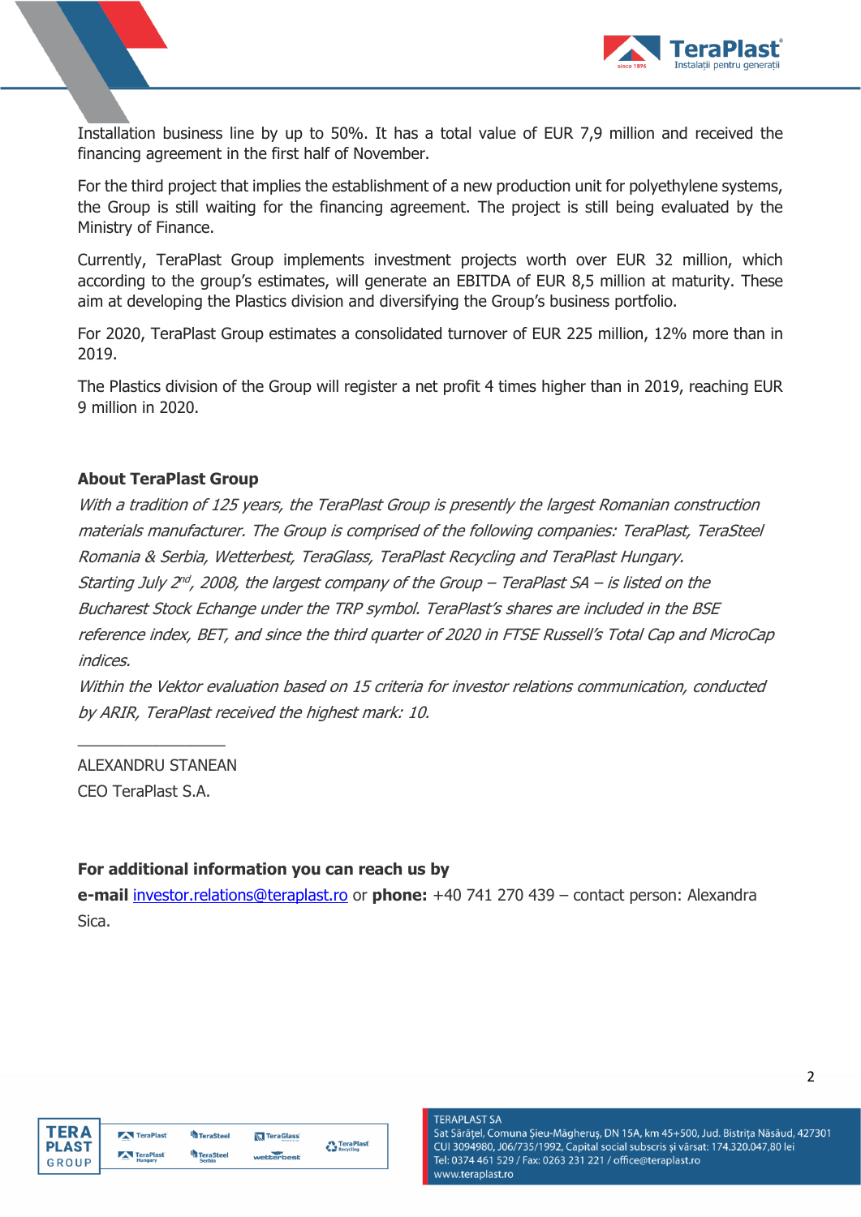Installation business line by up to 50%. It has a total value of EUR 7,9 million and received the financing agreement in the first half of November.

For the third project that implies the establishment of a new production unit for polyethylene systems, the Group is still waiting for the financing agreement. The project is still being evaluated by the Ministry of Finance.

Currently, TeraPlast Group implements investment projects worth over EUR 32 million, which according to the group's estimates, will generate an EBITDA of EUR 8,5 million at maturity. These aim at developing the Plastics division and diversifying the Group's business portfolio.

For 2020, TeraPlast Group estimates a consolidated turnover of EUR 225 million, 12% more than in 2019.

The Plastics division of the Group will register a net profit 4 times higher than in 2019, reaching EUR 9 million in 2020.

**About TeraPlast Group**

*With a tradition of 125 years, the TeraPlast Group is presently the largest Romanian construction materials manufacturer. The Group is comprised of the following companies: TeraPlast, TeraSteel Romania & Serbia, Wetterbest, TeraGlass, TeraPlast Recycling and TeraPlast Hungary.*
*Starting July 2nd, 2008, the largest company of the Group – TeraPlast SA – is listed on the Bucharest Stock Echange under the TRP symbol. TeraPlast's shares are included in the BSE reference index, BET, and since the third quarter of 2020 in FTSE Russell's Total Cap and MicroCap indices.*
*Within the Vektor evaluation based on 15 criteria for investor relations communication, conducted by ARIR, TeraPlast received the highest mark: 10.*

\_\_\_\_\_\_\_\_\_\_\_\_\_\_\_\_\_\_

ALEXANDRU STANEAN
CEO TeraPlast S.A.

**For additional information you can reach us by**
**e-mail** investor.relations@teraplast.ro or **phone:** +40 741 270 439 – contact person: Alexandra Sica.

TERAPLAST SA
Sat Sărăţel, Comuna Şieu-Măgheruş, DN 15A, km 45+500, Jud. Bistriţa Năsăud, 427301
CUI 3094980, J06/735/1992, Capital social subscris şi vărsat: 174.320.047,80 lei
Tel: 0374 461 529 / Fax: 0263 231 221 / office@teraplast.ro
www.teraplast.ro